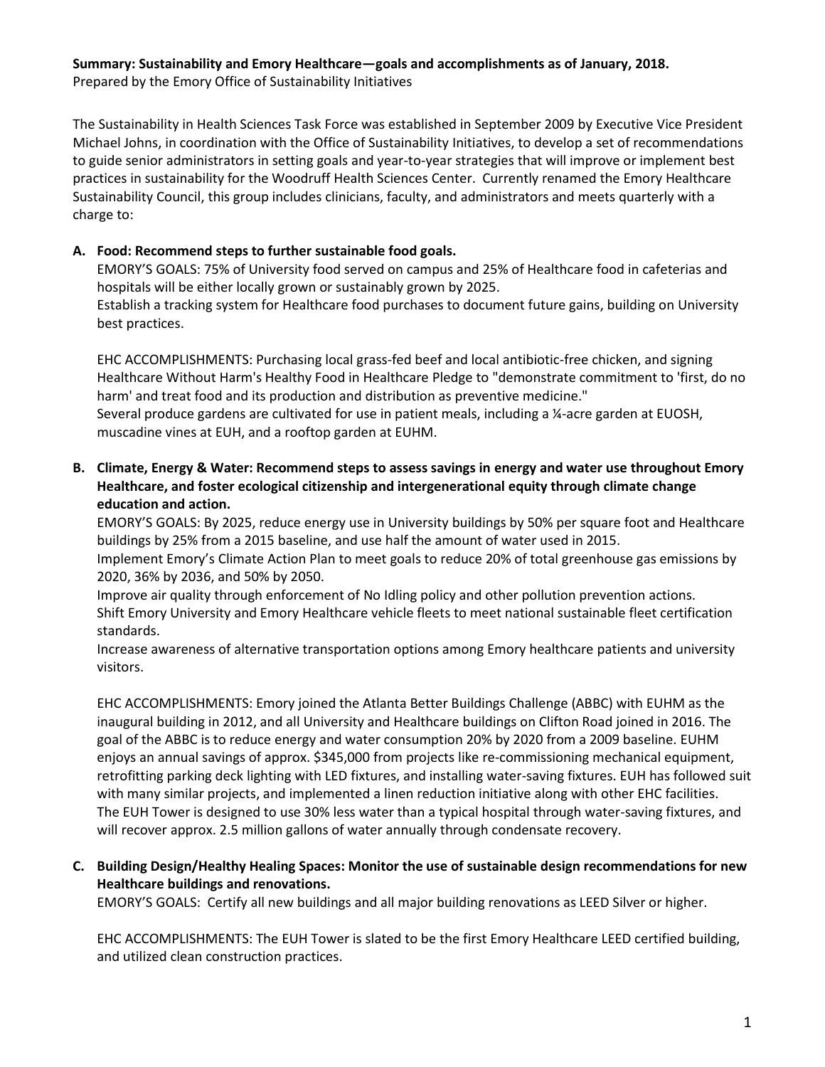**Summary: Sustainability and Emory Healthcare—goals and accomplishments as of January, 2018.**
Prepared by the Emory Office of Sustainability Initiatives

The Sustainability in Health Sciences Task Force was established in September 2009 by Executive Vice President Michael Johns, in coordination with the Office of Sustainability Initiatives, to develop a set of recommendations to guide senior administrators in setting goals and year-to-year strategies that will improve or implement best practices in sustainability for the Woodruff Health Sciences Center. Currently renamed the Emory Healthcare Sustainability Council, this group includes clinicians, faculty, and administrators and meets quarterly with a charge to:

**A. Food: Recommend steps to further sustainable food goals.**

EMORY'S GOALS: 75% of University food served on campus and 25% of Healthcare food in cafeterias and hospitals will be either locally grown or sustainably grown by 2025.
Establish a tracking system for Healthcare food purchases to document future gains, building on University best practices.

EHC ACCOMPLISHMENTS: Purchasing local grass-fed beef and local antibiotic-free chicken, and signing Healthcare Without Harm's Healthy Food in Healthcare Pledge to "demonstrate commitment to 'first, do no harm' and treat food and its production and distribution as preventive medicine."
Several produce gardens are cultivated for use in patient meals, including a ¼-acre garden at EUOSH, muscadine vines at EUH, and a rooftop garden at EUHM.

**B. Climate, Energy & Water: Recommend steps to assess savings in energy and water use throughout Emory Healthcare, and foster ecological citizenship and intergenerational equity through climate change education and action.**

EMORY'S GOALS: By 2025, reduce energy use in University buildings by 50% per square foot and Healthcare buildings by 25% from a 2015 baseline, and use half the amount of water used in 2015.
Implement Emory's Climate Action Plan to meet goals to reduce 20% of total greenhouse gas emissions by 2020, 36% by 2036, and 50% by 2050.
Improve air quality through enforcement of No Idling policy and other pollution prevention actions.
Shift Emory University and Emory Healthcare vehicle fleets to meet national sustainable fleet certification standards.
Increase awareness of alternative transportation options among Emory healthcare patients and university visitors.

EHC ACCOMPLISHMENTS: Emory joined the Atlanta Better Buildings Challenge (ABBC) with EUHM as the inaugural building in 2012, and all University and Healthcare buildings on Clifton Road joined in 2016. The goal of the ABBC is to reduce energy and water consumption 20% by 2020 from a 2009 baseline. EUHM enjoys an annual savings of approx. $345,000 from projects like re-commissioning mechanical equipment, retrofitting parking deck lighting with LED fixtures, and installing water-saving fixtures. EUH has followed suit with many similar projects, and implemented a linen reduction initiative along with other EHC facilities.
The EUH Tower is designed to use 30% less water than a typical hospital through water-saving fixtures, and will recover approx. 2.5 million gallons of water annually through condensate recovery.

**C. Building Design/Healthy Healing Spaces: Monitor the use of sustainable design recommendations for new Healthcare buildings and renovations.**

EMORY'S GOALS: Certify all new buildings and all major building renovations as LEED Silver or higher.

EHC ACCOMPLISHMENTS: The EUH Tower is slated to be the first Emory Healthcare LEED certified building, and utilized clean construction practices.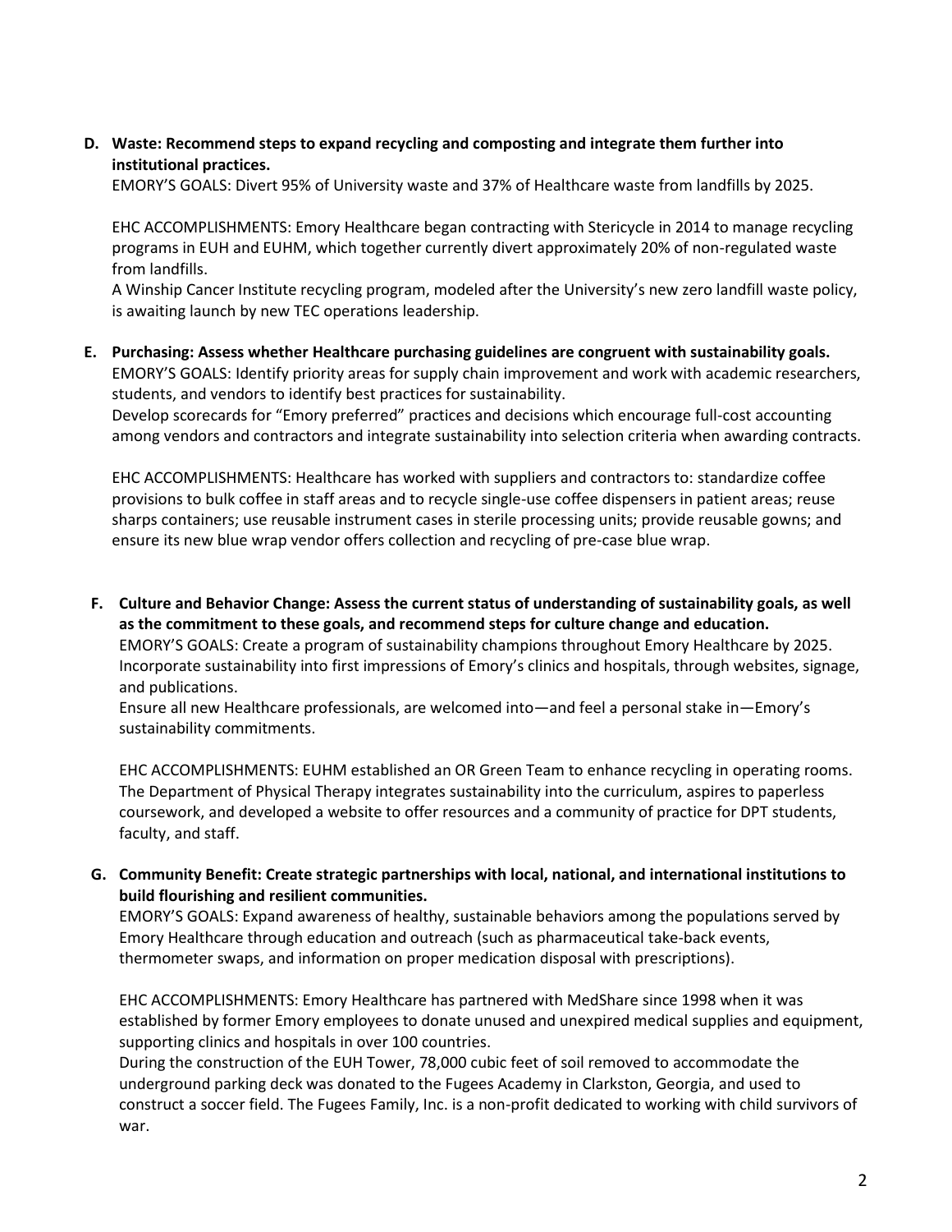**D. Waste: Recommend steps to expand recycling and composting and integrate them further into institutional practices.**

EMORY'S GOALS: Divert 95% of University waste and 37% of Healthcare waste from landfills by 2025.

EHC ACCOMPLISHMENTS: Emory Healthcare began contracting with Stericycle in 2014 to manage recycling programs in EUH and EUHM, which together currently divert approximately 20% of non-regulated waste from landfills.

A Winship Cancer Institute recycling program, modeled after the University's new zero landfill waste policy, is awaiting launch by new TEC operations leadership.

**E. Purchasing: Assess whether Healthcare purchasing guidelines are congruent with sustainability goals.**

EMORY'S GOALS: Identify priority areas for supply chain improvement and work with academic researchers, students, and vendors to identify best practices for sustainability.

Develop scorecards for "Emory preferred" practices and decisions which encourage full-cost accounting among vendors and contractors and integrate sustainability into selection criteria when awarding contracts.

EHC ACCOMPLISHMENTS: Healthcare has worked with suppliers and contractors to: standardize coffee provisions to bulk coffee in staff areas and to recycle single-use coffee dispensers in patient areas; reuse sharps containers; use reusable instrument cases in sterile processing units; provide reusable gowns; and ensure its new blue wrap vendor offers collection and recycling of pre-case blue wrap.

**F. Culture and Behavior Change: Assess the current status of understanding of sustainability goals, as well as the commitment to these goals, and recommend steps for culture change and education.**

EMORY'S GOALS: Create a program of sustainability champions throughout Emory Healthcare by 2025.

Incorporate sustainability into first impressions of Emory's clinics and hospitals, through websites, signage, and publications.

Ensure all new Healthcare professionals, are welcomed into—and feel a personal stake in—Emory's sustainability commitments.

EHC ACCOMPLISHMENTS: EUHM established an OR Green Team to enhance recycling in operating rooms. The Department of Physical Therapy integrates sustainability into the curriculum, aspires to paperless coursework, and developed a website to offer resources and a community of practice for DPT students, faculty, and staff.

**G. Community Benefit: Create strategic partnerships with local, national, and international institutions to build flourishing and resilient communities.**

EMORY'S GOALS: Expand awareness of healthy, sustainable behaviors among the populations served by Emory Healthcare through education and outreach (such as pharmaceutical take-back events, thermometer swaps, and information on proper medication disposal with prescriptions).

EHC ACCOMPLISHMENTS: Emory Healthcare has partnered with MedShare since 1998 when it was established by former Emory employees to donate unused and unexpired medical supplies and equipment, supporting clinics and hospitals in over 100 countries.

During the construction of the EUH Tower, 78,000 cubic feet of soil removed to accommodate the underground parking deck was donated to the Fugees Academy in Clarkston, Georgia, and used to construct a soccer field. The Fugees Family, Inc. is a non-profit dedicated to working with child survivors of war.